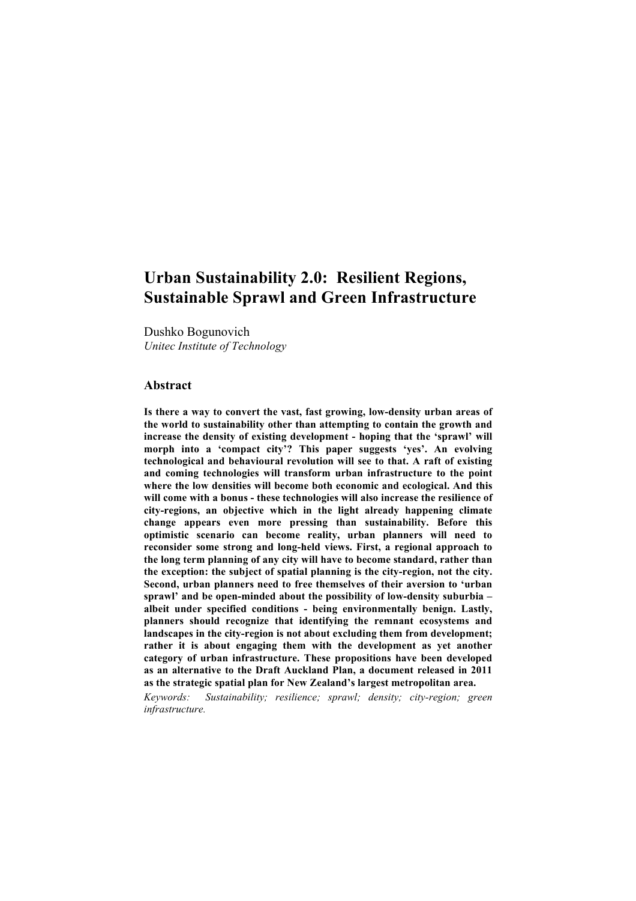# Urban Sustainability 2.0: Resilient Regions, Sustainable Sprawl and Green Infrastructure

Dushko Bogunovich
*Unitec Institute of Technology*

## Abstract

**Is there a way to convert the vast, fast growing, low-density urban areas of the world to sustainability other than attempting to contain the growth and increase the density of existing development - hoping that the 'sprawl' will morph into a 'compact city'? This paper suggests 'yes'. An evolving technological and behavioural revolution will see to that. A raft of existing and coming technologies will transform urban infrastructure to the point where the low densities will become both economic and ecological. And this will come with a bonus - these technologies will also increase the resilience of city-regions, an objective which in the light already happening climate change appears even more pressing than sustainability. Before this optimistic scenario can become reality, urban planners will need to reconsider some strong and long-held views. First, a regional approach to the long term planning of any city will have to become standard, rather than the exception: the subject of spatial planning is the city-region, not the city. Second, urban planners need to free themselves of their aversion to 'urban sprawl' and be open-minded about the possibility of low-density suburbia – albeit under specified conditions - being environmentally benign. Lastly, planners should recognize that identifying the remnant ecosystems and landscapes in the city-region is not about excluding them from development; rather it is about engaging them with the development as yet another category of urban infrastructure. These propositions have been developed as an alternative to the Draft Auckland Plan, a document released in 2011 as the strategic spatial plan for New Zealand's largest metropolitan area.**

*Keywords: Sustainability; resilience; sprawl; density; city-region; green infrastructure.*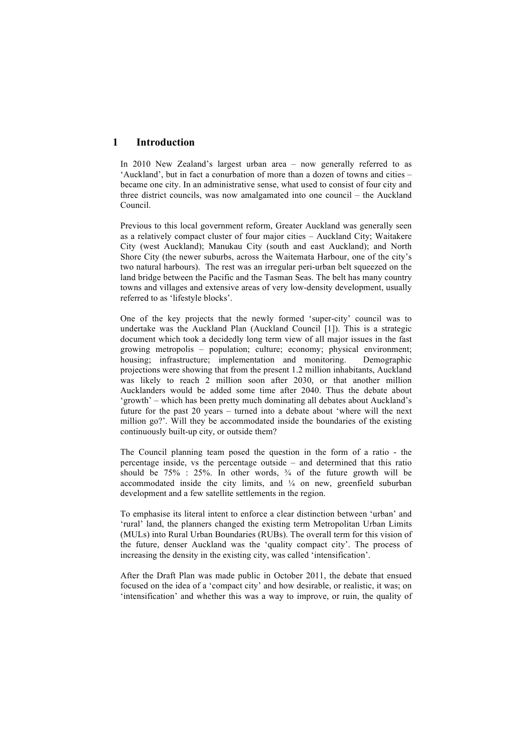## 1 Introduction

In 2010 New Zealand's largest urban area – now generally referred to as 'Auckland', but in fact a conurbation of more than a dozen of towns and cities – became one city. In an administrative sense, what used to consist of four city and three district councils, was now amalgamated into one council – the Auckland Council.

Previous to this local government reform, Greater Auckland was generally seen as a relatively compact cluster of four major cities – Auckland City; Waitakere City (west Auckland); Manukau City (south and east Auckland); and North Shore City (the newer suburbs, across the Waitemata Harbour, one of the city's two natural harbours). The rest was an irregular peri-urban belt squeezed on the land bridge between the Pacific and the Tasman Seas. The belt has many country towns and villages and extensive areas of very low-density development, usually referred to as 'lifestyle blocks'.

One of the key projects that the newly formed 'super-city' council was to undertake was the Auckland Plan (Auckland Council [1]). This is a strategic document which took a decidedly long term view of all major issues in the fast growing metropolis – population; culture; economy; physical environment; housing; infrastructure; implementation and monitoring. Demographic projections were showing that from the present 1.2 million inhabitants, Auckland was likely to reach 2 million soon after 2030, or that another million Aucklanders would be added some time after 2040. Thus the debate about 'growth' – which has been pretty much dominating all debates about Auckland's future for the past 20 years – turned into a debate about 'where will the next million go?'. Will they be accommodated inside the boundaries of the existing continuously built-up city, or outside them?

The Council planning team posed the question in the form of a ratio - the percentage inside, vs the percentage outside – and determined that this ratio should be 75% : 25%. In other words, ¾ of the future growth will be accommodated inside the city limits, and ¼ on new, greenfield suburban development and a few satellite settlements in the region.

To emphasise its literal intent to enforce a clear distinction between 'urban' and 'rural' land, the planners changed the existing term Metropolitan Urban Limits (MULs) into Rural Urban Boundaries (RUBs). The overall term for this vision of the future, denser Auckland was the 'quality compact city'. The process of increasing the density in the existing city, was called 'intensification'.

After the Draft Plan was made public in October 2011, the debate that ensued focused on the idea of a 'compact city' and how desirable, or realistic, it was; on 'intensification' and whether this was a way to improve, or ruin, the quality of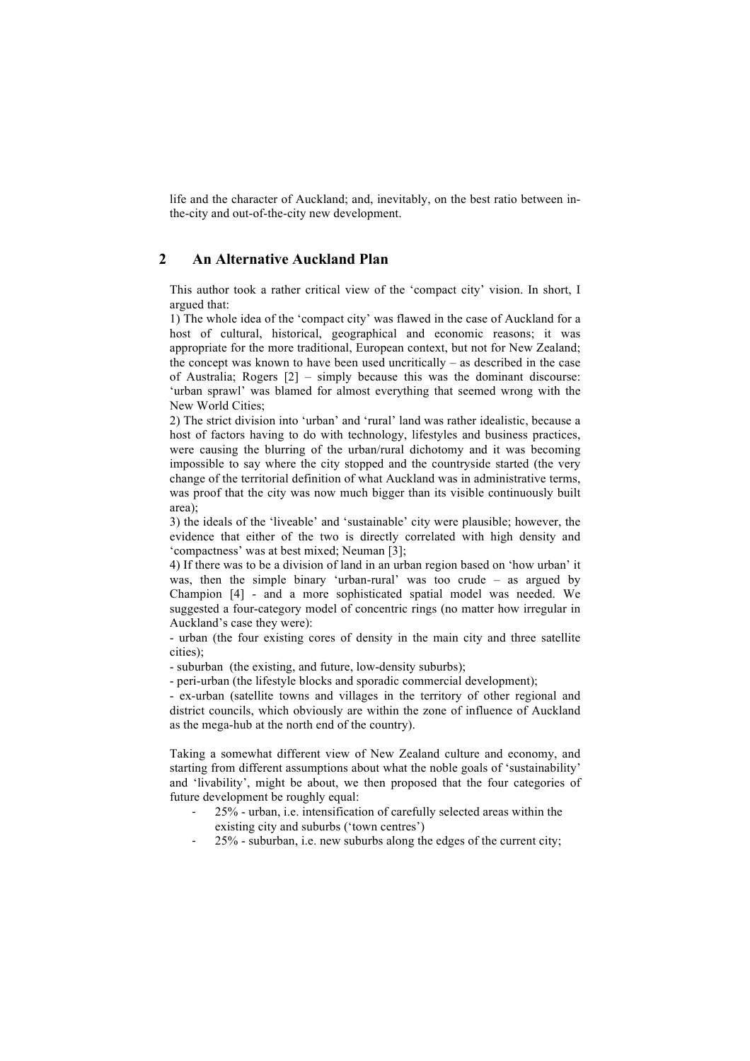life and the character of Auckland; and, inevitably, on the best ratio between in-the-city and out-of-the-city new development.

## 2 An Alternative Auckland Plan

This author took a rather critical view of the 'compact city' vision. In short, I argued that:

1) The whole idea of the 'compact city' was flawed in the case of Auckland for a host of cultural, historical, geographical and economic reasons; it was appropriate for the more traditional, European context, but not for New Zealand; the concept was known to have been used uncritically – as described in the case of Australia; Rogers [2] – simply because this was the dominant discourse: 'urban sprawl' was blamed for almost everything that seemed wrong with the New World Cities;

2) The strict division into 'urban' and 'rural' land was rather idealistic, because a host of factors having to do with technology, lifestyles and business practices, were causing the blurring of the urban/rural dichotomy and it was becoming impossible to say where the city stopped and the countryside started (the very change of the territorial definition of what Auckland was in administrative terms, was proof that the city was now much bigger than its visible continuously built area);

3) the ideals of the 'liveable' and 'sustainable' city were plausible; however, the evidence that either of the two is directly correlated with high density and 'compactness' was at best mixed; Neuman [3];

4) If there was to be a division of land in an urban region based on 'how urban' it was, then the simple binary 'urban-rural' was too crude – as argued by Champion [4] - and a more sophisticated spatial model was needed. We suggested a four-category model of concentric rings (no matter how irregular in Auckland's case they were):

- urban (the four existing cores of density in the main city and three satellite cities);
- suburban (the existing, and future, low-density suburbs);
- peri-urban (the lifestyle blocks and sporadic commercial development);
- ex-urban (satellite towns and villages in the territory of other regional and district councils, which obviously are within the zone of influence of Auckland as the mega-hub at the north end of the country).

Taking a somewhat different view of New Zealand culture and economy, and starting from different assumptions about what the noble goals of 'sustainability' and 'livability', might be about, we then proposed that the four categories of future development be roughly equal:

- 25% - urban, i.e. intensification of carefully selected areas within the existing city and suburbs ('town centres')
- 25% - suburban, i.e. new suburbs along the edges of the current city;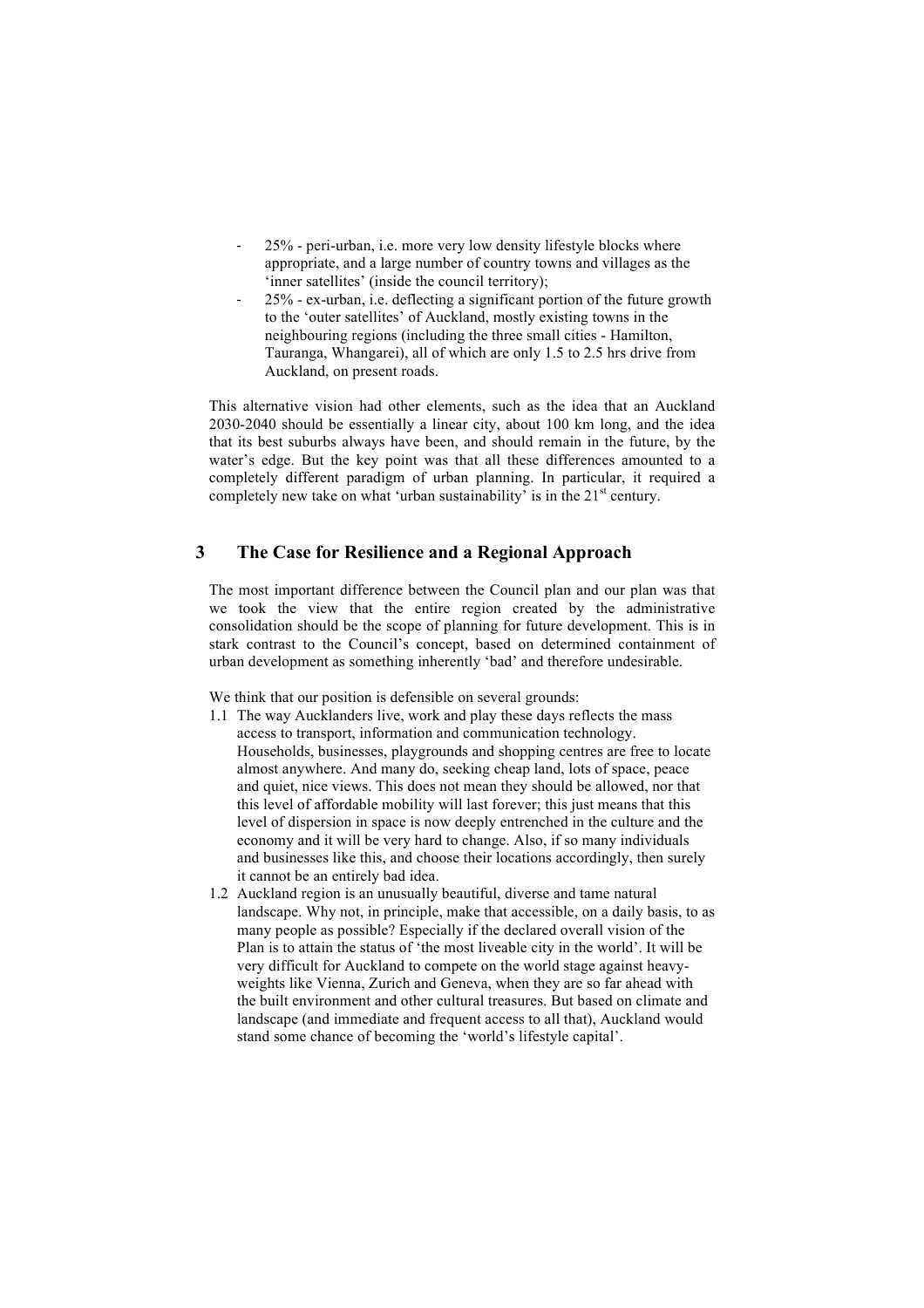- 25% - peri-urban, i.e. more very low density lifestyle blocks where appropriate, and a large number of country towns and villages as the 'inner satellites' (inside the council territory);
- 25% - ex-urban, i.e. deflecting a significant portion of the future growth to the 'outer satellites' of Auckland, mostly existing towns in the neighbouring regions (including the three small cities - Hamilton, Tauranga, Whangarei), all of which are only 1.5 to 2.5 hrs drive from Auckland, on present roads.

This alternative vision had other elements, such as the idea that an Auckland 2030-2040 should be essentially a linear city, about 100 km long, and the idea that its best suburbs always have been, and should remain in the future, by the water's edge. But the key point was that all these differences amounted to a completely different paradigm of urban planning. In particular, it required a completely new take on what 'urban sustainability' is in the 21st century.

## 3 The Case for Resilience and a Regional Approach

The most important difference between the Council plan and our plan was that we took the view that the entire region created by the administrative consolidation should be the scope of planning for future development. This is in stark contrast to the Council's concept, based on determined containment of urban development as something inherently 'bad' and therefore undesirable.

We think that our position is defensible on several grounds:

1.1 The way Aucklanders live, work and play these days reflects the mass access to transport, information and communication technology. Households, businesses, playgrounds and shopping centres are free to locate almost anywhere. And many do, seeking cheap land, lots of space, peace and quiet, nice views. This does not mean they should be allowed, nor that this level of affordable mobility will last forever; this just means that this level of dispersion in space is now deeply entrenched in the culture and the economy and it will be very hard to change. Also, if so many individuals and businesses like this, and choose their locations accordingly, then surely it cannot be an entirely bad idea.

1.2 Auckland region is an unusually beautiful, diverse and tame natural landscape. Why not, in principle, make that accessible, on a daily basis, to as many people as possible? Especially if the declared overall vision of the Plan is to attain the status of 'the most liveable city in the world'. It will be very difficult for Auckland to compete on the world stage against heavy-weights like Vienna, Zurich and Geneva, when they are so far ahead with the built environment and other cultural treasures. But based on climate and landscape (and immediate and frequent access to all that), Auckland would stand some chance of becoming the 'world's lifestyle capital'.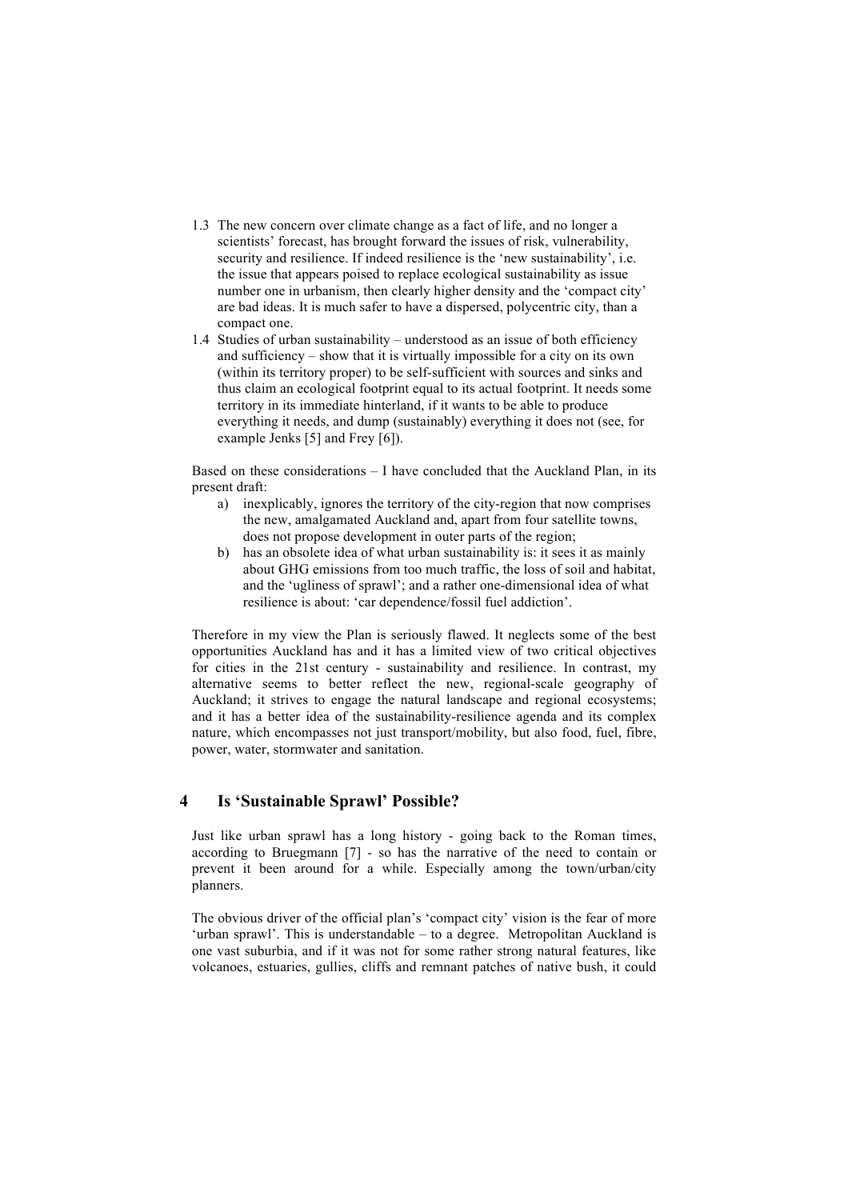1.3 The new concern over climate change as a fact of life, and no longer a scientists' forecast, has brought forward the issues of risk, vulnerability, security and resilience. If indeed resilience is the 'new sustainability', i.e. the issue that appears poised to replace ecological sustainability as issue number one in urbanism, then clearly higher density and the 'compact city' are bad ideas. It is much safer to have a dispersed, polycentric city, than a compact one.

1.4 Studies of urban sustainability – understood as an issue of both efficiency and sufficiency – show that it is virtually impossible for a city on its own (within its territory proper) to be self-sufficient with sources and sinks and thus claim an ecological footprint equal to its actual footprint. It needs some territory in its immediate hinterland, if it wants to be able to produce everything it needs, and dump (sustainably) everything it does not (see, for example Jenks [5] and Frey [6]).

Based on these considerations – I have concluded that the Auckland Plan, in its present draft:

a) inexplicably, ignores the territory of the city-region that now comprises the new, amalgamated Auckland and, apart from four satellite towns, does not propose development in outer parts of the region;
b) has an obsolete idea of what urban sustainability is: it sees it as mainly about GHG emissions from too much traffic, the loss of soil and habitat, and the 'ugliness of sprawl'; and a rather one-dimensional idea of what resilience is about: 'car dependence/fossil fuel addiction'.

Therefore in my view the Plan is seriously flawed. It neglects some of the best opportunities Auckland has and it has a limited view of two critical objectives for cities in the 21st century - sustainability and resilience. In contrast, my alternative seems to better reflect the new, regional-scale geography of Auckland; it strives to engage the natural landscape and regional ecosystems; and it has a better idea of the sustainability-resilience agenda and its complex nature, which encompasses not just transport/mobility, but also food, fuel, fibre, power, water, stormwater and sanitation.

## 4 Is 'Sustainable Sprawl' Possible?

Just like urban sprawl has a long history - going back to the Roman times, according to Bruegmann [7] - so has the narrative of the need to contain or prevent it been around for a while. Especially among the town/urban/city planners.

The obvious driver of the official plan's 'compact city' vision is the fear of more 'urban sprawl'. This is understandable – to a degree. Metropolitan Auckland is one vast suburbia, and if it was not for some rather strong natural features, like volcanoes, estuaries, gullies, cliffs and remnant patches of native bush, it could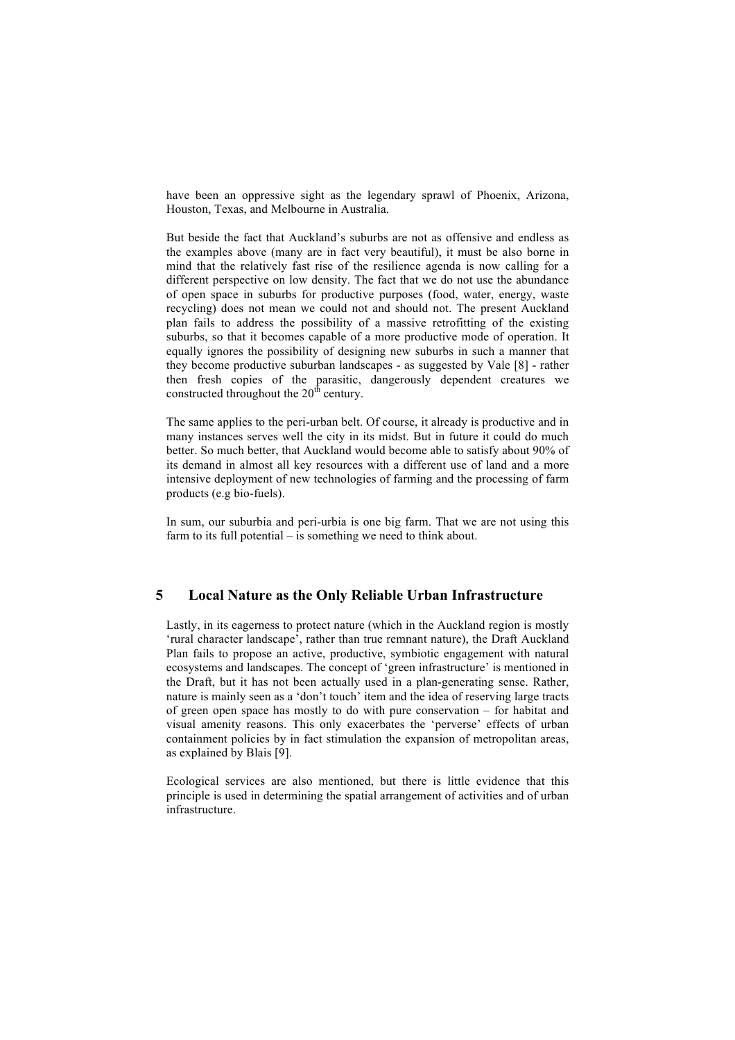have been an oppressive sight as the legendary sprawl of Phoenix, Arizona, Houston, Texas, and Melbourne in Australia.

But beside the fact that Auckland's suburbs are not as offensive and endless as the examples above (many are in fact very beautiful), it must be also borne in mind that the relatively fast rise of the resilience agenda is now calling for a different perspective on low density. The fact that we do not use the abundance of open space in suburbs for productive purposes (food, water, energy, waste recycling) does not mean we could not and should not. The present Auckland plan fails to address the possibility of a massive retrofitting of the existing suburbs, so that it becomes capable of a more productive mode of operation. It equally ignores the possibility of designing new suburbs in such a manner that they become productive suburban landscapes - as suggested by Vale [8] - rather then fresh copies of the parasitic, dangerously dependent creatures we constructed throughout the 20th century.

The same applies to the peri-urban belt. Of course, it already is productive and in many instances serves well the city in its midst. But in future it could do much better. So much better, that Auckland would become able to satisfy about 90% of its demand in almost all key resources with a different use of land and a more intensive deployment of new technologies of farming and the processing of farm products (e.g bio-fuels).

In sum, our suburbia and peri-urbia is one big farm. That we are not using this farm to its full potential – is something we need to think about.

## 5 Local Nature as the Only Reliable Urban Infrastructure

Lastly, in its eagerness to protect nature (which in the Auckland region is mostly 'rural character landscape', rather than true remnant nature), the Draft Auckland Plan fails to propose an active, productive, symbiotic engagement with natural ecosystems and landscapes. The concept of 'green infrastructure' is mentioned in the Draft, but it has not been actually used in a plan-generating sense. Rather, nature is mainly seen as a 'don't touch' item and the idea of reserving large tracts of green open space has mostly to do with pure conservation – for habitat and visual amenity reasons. This only exacerbates the 'perverse' effects of urban containment policies by in fact stimulation the expansion of metropolitan areas, as explained by Blais [9].

Ecological services are also mentioned, but there is little evidence that this principle is used in determining the spatial arrangement of activities and of urban infrastructure.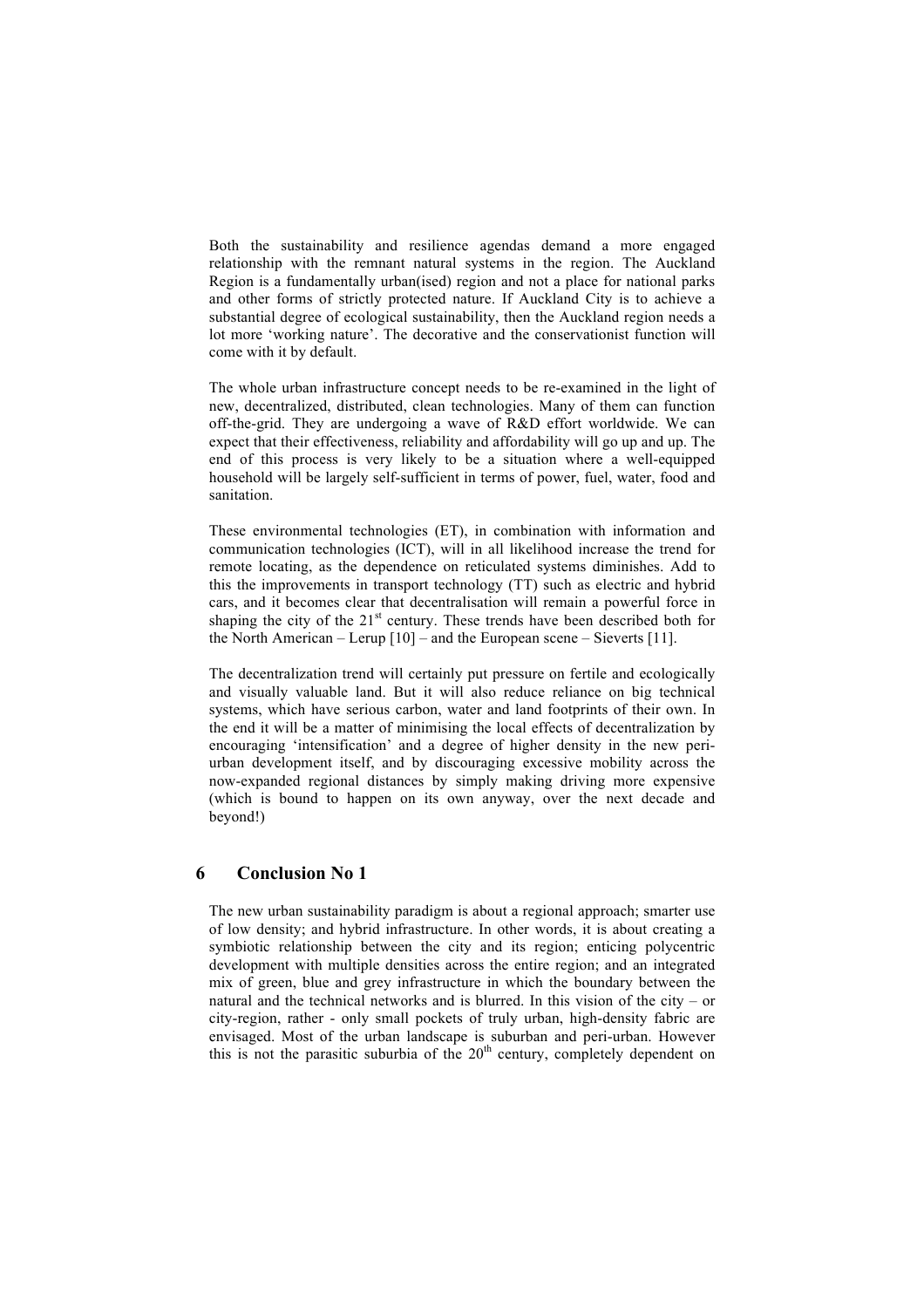Both the sustainability and resilience agendas demand a more engaged relationship with the remnant natural systems in the region. The Auckland Region is a fundamentally urban(ised) region and not a place for national parks and other forms of strictly protected nature. If Auckland City is to achieve a substantial degree of ecological sustainability, then the Auckland region needs a lot more 'working nature'. The decorative and the conservationist function will come with it by default.

The whole urban infrastructure concept needs to be re-examined in the light of new, decentralized, distributed, clean technologies. Many of them can function off-the-grid. They are undergoing a wave of R&D effort worldwide. We can expect that their effectiveness, reliability and affordability will go up and up. The end of this process is very likely to be a situation where a well-equipped household will be largely self-sufficient in terms of power, fuel, water, food and sanitation.

These environmental technologies (ET), in combination with information and communication technologies (ICT), will in all likelihood increase the trend for remote locating, as the dependence on reticulated systems diminishes. Add to this the improvements in transport technology (TT) such as electric and hybrid cars, and it becomes clear that decentralisation will remain a powerful force in shaping the city of the 21st century. These trends have been described both for the North American – Lerup [10] – and the European scene – Sieverts [11].

The decentralization trend will certainly put pressure on fertile and ecologically and visually valuable land. But it will also reduce reliance on big technical systems, which have serious carbon, water and land footprints of their own. In the end it will be a matter of minimising the local effects of decentralization by encouraging 'intensification' and a degree of higher density in the new peri-urban development itself, and by discouraging excessive mobility across the now-expanded regional distances by simply making driving more expensive (which is bound to happen on its own anyway, over the next decade and beyond!)

## 6 Conclusion No 1

The new urban sustainability paradigm is about a regional approach; smarter use of low density; and hybrid infrastructure. In other words, it is about creating a symbiotic relationship between the city and its region; enticing polycentric development with multiple densities across the entire region; and an integrated mix of green, blue and grey infrastructure in which the boundary between the natural and the technical networks and is blurred. In this vision of the city – or city-region, rather - only small pockets of truly urban, high-density fabric are envisaged. Most of the urban landscape is suburban and peri-urban. However this is not the parasitic suburbia of the 20th century, completely dependent on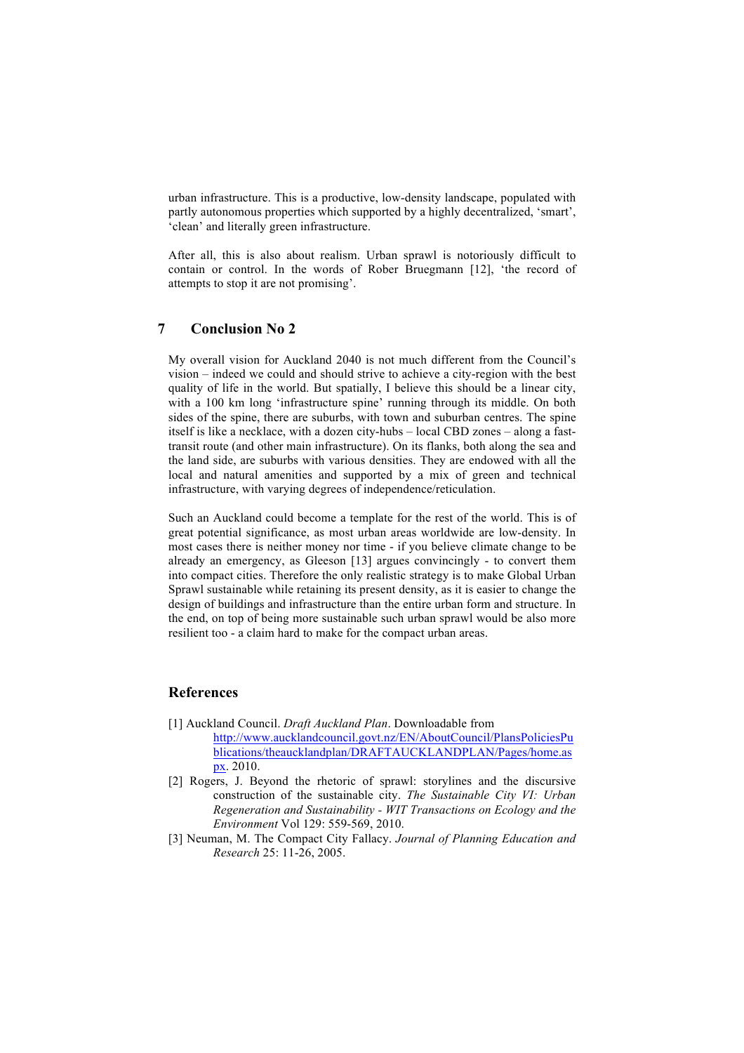urban infrastructure. This is a productive, low-density landscape, populated with partly autonomous properties which supported by a highly decentralized, 'smart', 'clean' and literally green infrastructure.

After all, this is also about realism. Urban sprawl is notoriously difficult to contain or control. In the words of Rober Bruegmann [12], 'the record of attempts to stop it are not promising'.

## 7 Conclusion No 2

My overall vision for Auckland 2040 is not much different from the Council's vision – indeed we could and should strive to achieve a city-region with the best quality of life in the world. But spatially, I believe this should be a linear city, with a 100 km long 'infrastructure spine' running through its middle. On both sides of the spine, there are suburbs, with town and suburban centres. The spine itself is like a necklace, with a dozen city-hubs – local CBD zones – along a fast-transit route (and other main infrastructure). On its flanks, both along the sea and the land side, are suburbs with various densities. They are endowed with all the local and natural amenities and supported by a mix of green and technical infrastructure, with varying degrees of independence/reticulation.

Such an Auckland could become a template for the rest of the world. This is of great potential significance, as most urban areas worldwide are low-density. In most cases there is neither money nor time - if you believe climate change to be already an emergency, as Gleeson [13] argues convincingly - to convert them into compact cities. Therefore the only realistic strategy is to make Global Urban Sprawl sustainable while retaining its present density, as it is easier to change the design of buildings and infrastructure than the entire urban form and structure. In the end, on top of being more sustainable such urban sprawl would be also more resilient too - a claim hard to make for the compact urban areas.

## References

[1] Auckland Council. *Draft Auckland Plan*. Downloadable from http://www.aucklandcouncil.govt.nz/EN/AboutCouncil/PlansPoliciesPublications/theaucklandplan/DRAFTAUCKLANDPLAN/Pages/home.aspx. 2010.

[2] Rogers, J. Beyond the rhetoric of sprawl: storylines and the discursive construction of the sustainable city. *The Sustainable City VI: Urban Regeneration and Sustainability - WIT Transactions on Ecology and the Environment* Vol 129: 559-569, 2010.

[3] Neuman, M. The Compact City Fallacy. *Journal of Planning Education and Research* 25: 11-26, 2005.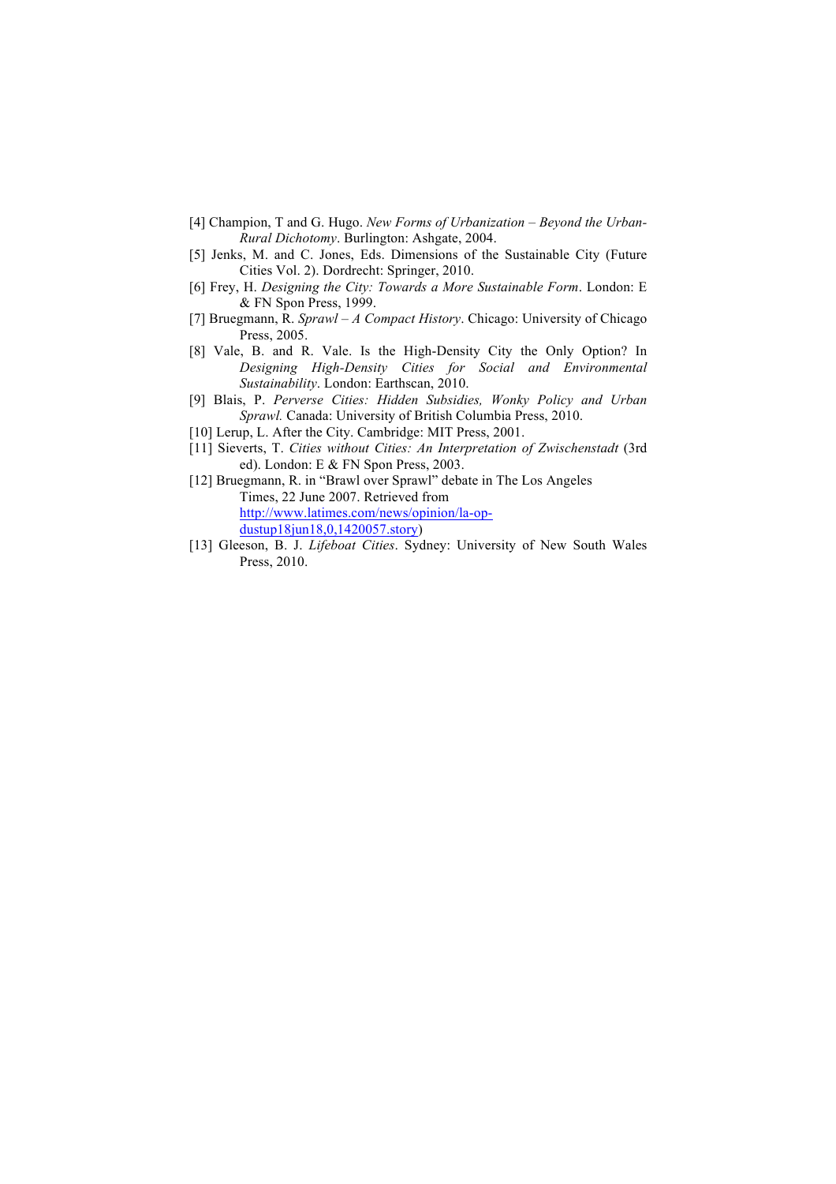[4] Champion, T and G. Hugo. *New Forms of Urbanization – Beyond the Urban-Rural Dichotomy*. Burlington: Ashgate, 2004.

[5] Jenks, M. and C. Jones, Eds. Dimensions of the Sustainable City (Future Cities Vol. 2). Dordrecht: Springer, 2010.

[6] Frey, H. *Designing the City: Towards a More Sustainable Form*. London: E & FN Spon Press, 1999.

[7] Bruegmann, R. *Sprawl – A Compact History*. Chicago: University of Chicago Press, 2005.

[8] Vale, B. and R. Vale. Is the High-Density City the Only Option? In *Designing High-Density Cities for Social and Environmental Sustainability*. London: Earthscan, 2010.

[9] Blais, P. *Perverse Cities: Hidden Subsidies, Wonky Policy and Urban Sprawl.* Canada: University of British Columbia Press, 2010.

[10] Lerup, L. After the City. Cambridge: MIT Press, 2001.

[11] Sieverts, T. *Cities without Cities: An Interpretation of Zwischenstadt* (3rd ed). London: E & FN Spon Press, 2003.

[12] Bruegmann, R. in "Brawl over Sprawl" debate in The Los Angeles Times, 22 June 2007. Retrieved from [http://www.latimes.com/news/opinion/la-op-dustup18jun18,0,1420057.story](http://www.latimes.com/news/opinion/la-op-dustup18jun18,0,1420057.story))

[13] Gleeson, B. J. *Lifeboat Cities*. Sydney: University of New South Wales Press, 2010.